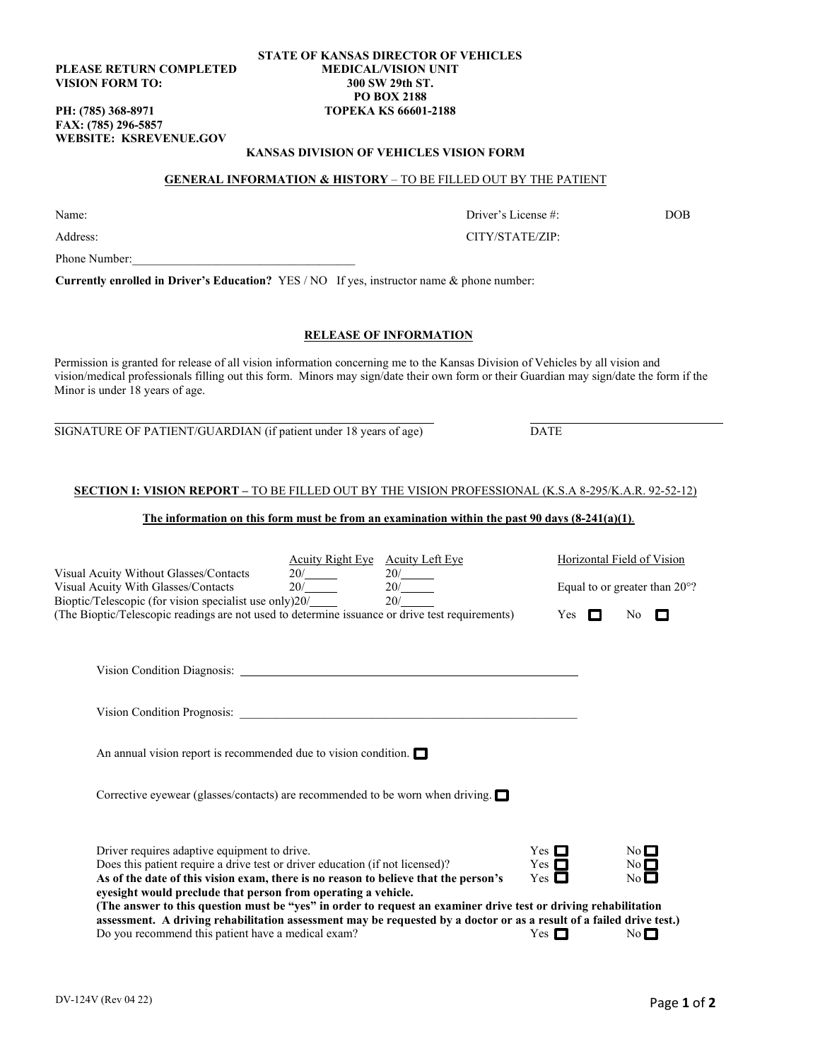**PLEASE RETURN COMPLETED VISION FORM TO:**

**STATE OF KANSAS DIRECTOR OF VEHICLES**
**MEDICAL/VISION UNIT**
**300 SW 29th ST.**
**PO BOX 2188**
**TOPEKA KS 66601-2188**

**PH: (785) 368-8971**
**FAX: (785) 296-5857**
**WEBSITE: KSREVENUE.GOV**

# KANSAS DIVISION OF VEHICLES VISION FORM

## GENERAL INFORMATION & HISTORY – TO BE FILLED OUT BY THE PATIENT

Name: Driver's License #: DOB

Address: CITY/STATE/ZIP:

Phone Number:_____________________________________

**Currently enrolled in Driver's Education?** YES / NO If yes, instructor name & phone number:

## RELEASE OF INFORMATION

Permission is granted for release of all vision information concerning me to the Kansas Division of Vehicles by all vision and vision/medical professionals filling out this form. Minors may sign/date their own form or their Guardian may sign/date the form if the Minor is under 18 years of age.

_______________________________________________ _______________________________

SIGNATURE OF PATIENT/GUARDIAN (if patient under 18 years of age) DATE

## SECTION I: VISION REPORT – TO BE FILLED OUT BY THE VISION PROFESSIONAL (K.S.A 8-295/K.A.R. 92-52-12)

**The information on this form must be from an examination within the past 90 days (8-241(a)(1)).**

| | Acuity Right Eye | Acuity Left Eye | Horizontal Field of Vision |
|---|---|---|---|
| Visual Acuity Without Glasses/Contacts | 20/_____ | 20/_____ | |
| Visual Acuity With Glasses/Contacts | 20/_____ | 20/_____ | Equal to or greater than 20°? |
| Bioptic/Telescopic (for vision specialist use only) | 20/_____ | 20/_____ | |
| (The Bioptic/Telescopic readings are not used to determine issuance or drive test requirements) | | | Yes ☐ No ☐ |

Vision Condition Diagnosis: _______________________________________________

Vision Condition Prognosis: _______________________________________________

An annual vision report is recommended due to vision condition. ☐

Corrective eyewear (glasses/contacts) are recommended to be worn when driving. ☐

| | | |
|---|---|---|
| Driver requires adaptive equipment to drive. | Yes ☐ | No ☐ |
| Does this patient require a drive test or driver education (if not licensed)? | Yes ☐ | No ☐ |
| **As of the date of this vision exam, there is no reason to believe that the person's eyesight would preclude that person from operating a vehicle.** | Yes ☐ | No ☐ |

**(The answer to this question must be "yes" in order to request an examiner drive test or driving rehabilitation assessment. A driving rehabilitation assessment may be requested by a doctor or as a result of a failed drive test.)**

| | | |
|---|---|---|
| Do you recommend this patient have a medical exam? | Yes ☐ | No ☐ |

DV-124V (Rev 04 22)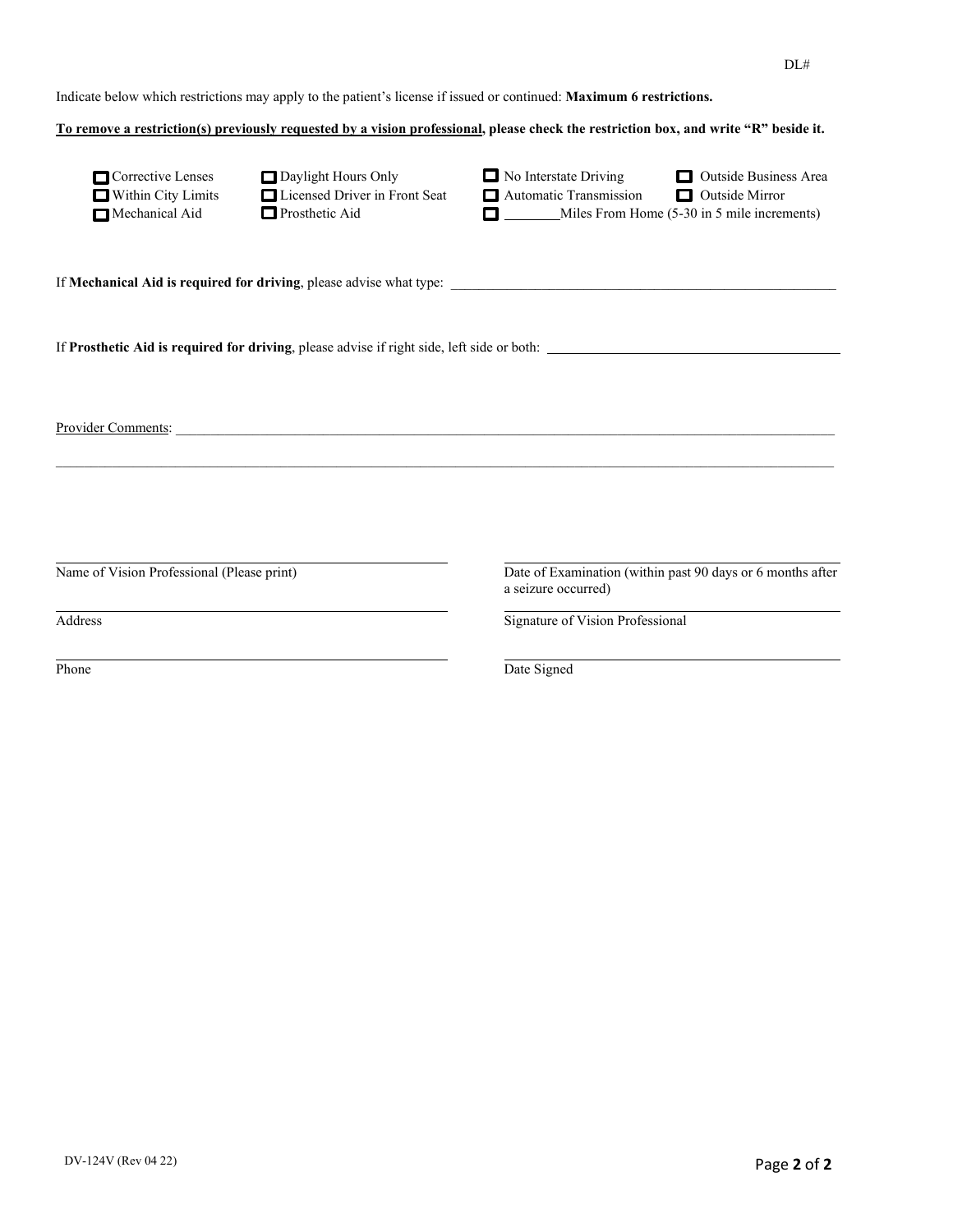DL#

Indicate below which restrictions may apply to the patient's license if issued or continued: **Maximum 6 restrictions.**

**To remove a restriction(s) previously requested by a vision professional, please check the restriction box, and write "R" beside it.**

- ☐ Corrective Lenses
- ☐ Within City Limits
- ☐ Mechanical Aid
- ☐ Daylight Hours Only
- ☐ Licensed Driver in Front Seat
- ☐ Prosthetic Aid
- ☐ No Interstate Driving
- ☐ Automatic Transmission
- ☐ ________Miles From Home (5-30 in 5 mile increments)
- ☐ Outside Business Area
- ☐ Outside Mirror

If **Mechanical Aid is required for driving**, please advise what type: ____________________________________________

If **Prosthetic Aid is required for driving**, please advise if right side, left side or both: ____________________________________

Provider Comments: ________________________________________________________________________________

________________________________________________________________________________________________

______________________________________
Name of Vision Professional (Please print)

______________________________________
Date of Examination (within past 90 days or 6 months after a seizure occurred)

______________________________________
Address

______________________________________
Signature of Vision Professional

______________________________________
Phone

______________________________________
Date Signed

DV-124V (Rev 04 22)